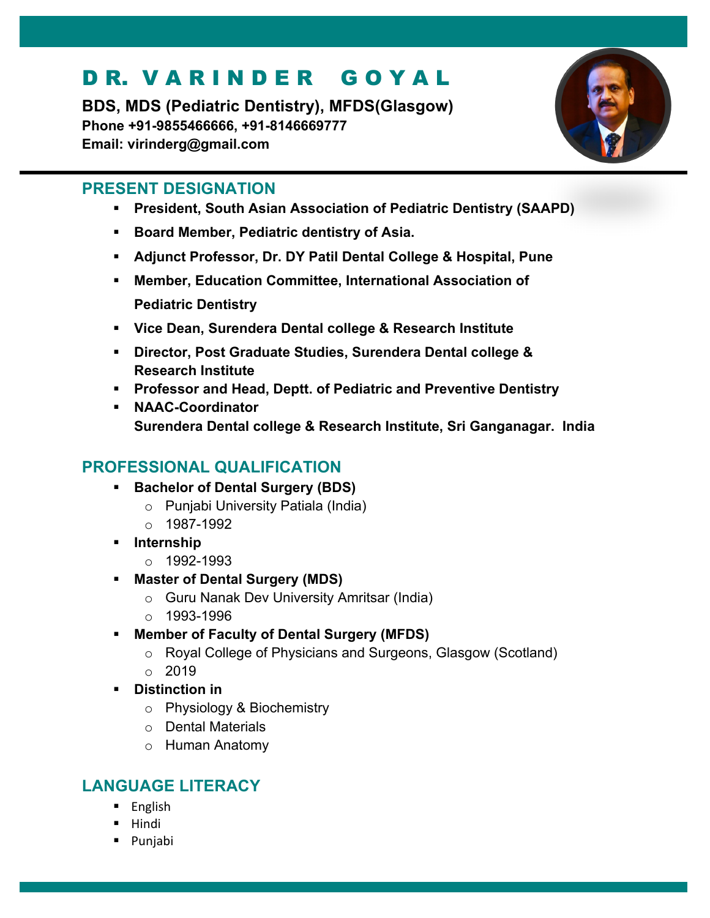# DR. VARINDER GOYAL

**BDS, MDS (Pediatric Dentistry), MFDS(Glasgow)**
**Phone +91-9855466666, +91-8146669777**
**Email: virinderg@gmail.com**

## PRESENT DESIGNATION

- **President, South Asian Association of Pediatric Dentistry (SAAPD)**
- **Board Member, Pediatric dentistry of Asia.**
- **Adjunct Professor, Dr. DY Patil Dental College & Hospital, Pune**
- **Member, Education Committee, International Association of Pediatric Dentistry**
- **Vice Dean, Surendera Dental college & Research Institute**
- **Director, Post Graduate Studies, Surendera Dental college & Research Institute**
- **Professor and Head, Deptt. of Pediatric and Preventive Dentistry**
- **NAAC-Coordinator**
  **Surendera Dental college & Research Institute, Sri Ganganagar. India**

## PROFESSIONAL QUALIFICATION

- **Bachelor of Dental Surgery (BDS)**
  - Punjabi University Patiala (India)
  - 1987-1992
- **Internship**
  - 1992-1993
- **Master of Dental Surgery (MDS)**
  - Guru Nanak Dev University Amritsar (India)
  - 1993-1996
- **Member of Faculty of Dental Surgery (MFDS)**
  - Royal College of Physicians and Surgeons, Glasgow (Scotland)
  - 2019
- **Distinction in**
  - Physiology & Biochemistry
  - Dental Materials
  - Human Anatomy

## LANGUAGE LITERACY

- English
- Hindi
- Punjabi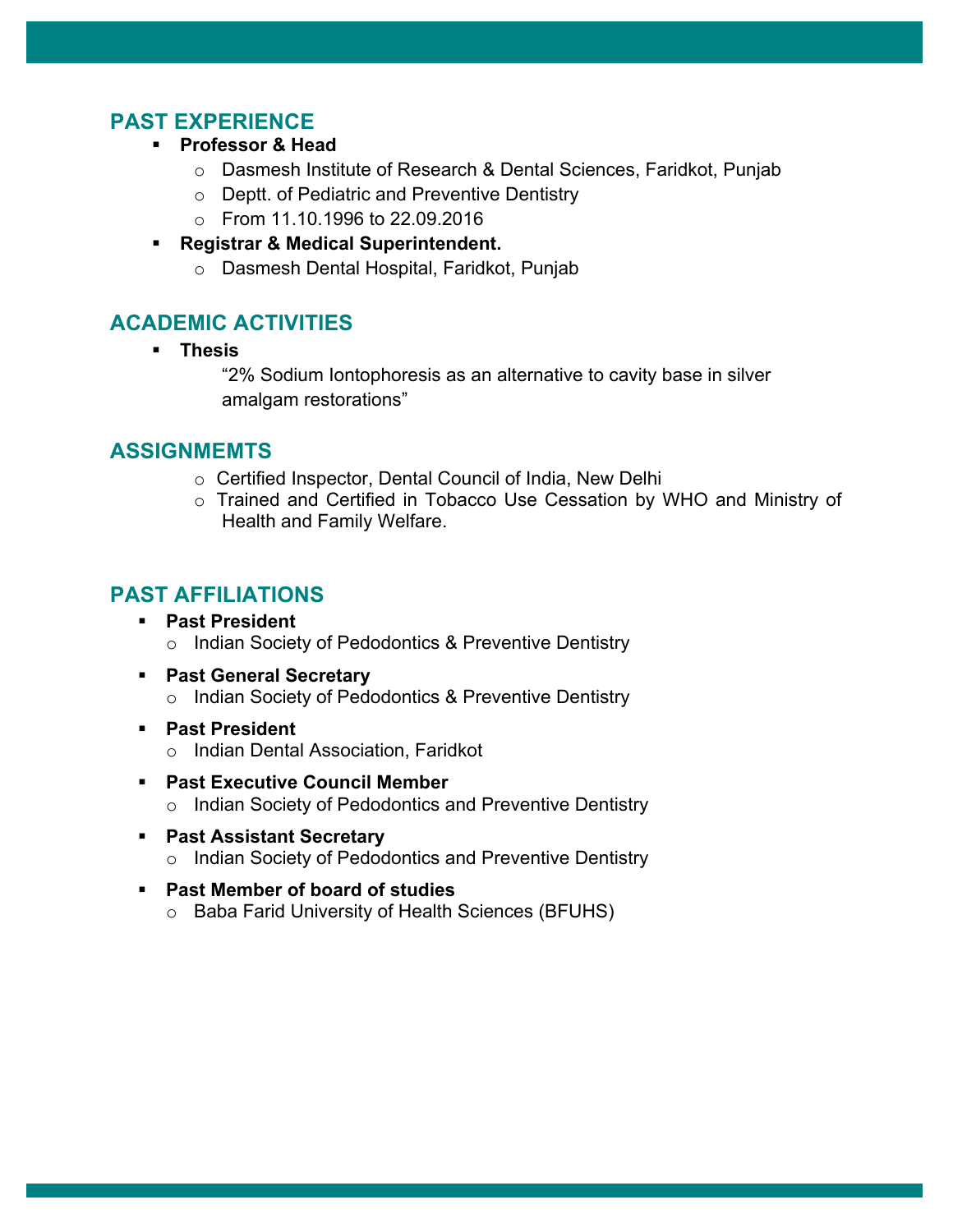## PAST EXPERIENCE

- **Professor & Head**
  - Dasmesh Institute of Research & Dental Sciences, Faridkot, Punjab
  - Deptt. of Pediatric and Preventive Dentistry
  - From 11.10.1996 to 22.09.2016
- **Registrar & Medical Superintendent.**
  - Dasmesh Dental Hospital, Faridkot, Punjab

## ACADEMIC ACTIVITIES

- **Thesis**

  "2% Sodium Iontophoresis as an alternative to cavity base in silver amalgam restorations"

## ASSIGNMEMTS

- Certified Inspector, Dental Council of India, New Delhi
- Trained and Certified in Tobacco Use Cessation by WHO and Ministry of Health and Family Welfare.

## PAST AFFILIATIONS

- **Past President**
  - Indian Society of Pedodontics & Preventive Dentistry
- **Past General Secretary**
  - Indian Society of Pedodontics & Preventive Dentistry
- **Past President**
  - Indian Dental Association, Faridkot
- **Past Executive Council Member**
  - Indian Society of Pedodontics and Preventive Dentistry
- **Past Assistant Secretary**
  - Indian Society of Pedodontics and Preventive Dentistry
- **Past Member of board of studies**
  - Baba Farid University of Health Sciences (BFUHS)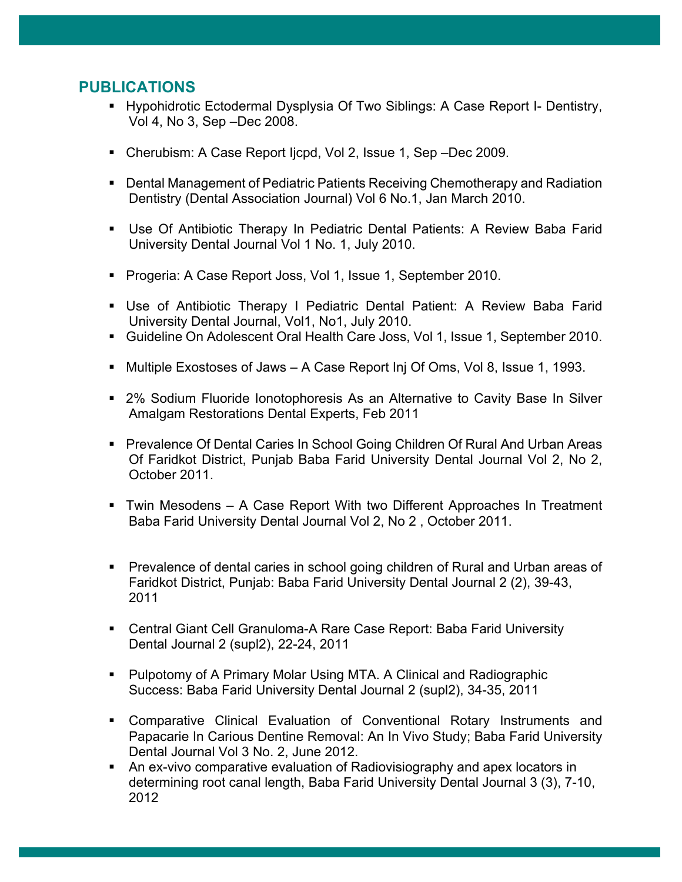## PUBLICATIONS

- Hypohidrotic Ectodermal Dysplysia Of Two Siblings: A Case Report I- Dentistry, Vol 4, No 3, Sep –Dec 2008.
- Cherubism: A Case Report Ijcpd, Vol 2, Issue 1, Sep –Dec 2009.
- Dental Management of Pediatric Patients Receiving Chemotherapy and Radiation Dentistry (Dental Association Journal) Vol 6 No.1, Jan March 2010.
- Use Of Antibiotic Therapy In Pediatric Dental Patients: A Review Baba Farid University Dental Journal Vol 1 No. 1, July 2010.
- Progeria: A Case Report Joss, Vol 1, Issue 1, September 2010.
- Use of Antibiotic Therapy I Pediatric Dental Patient: A Review Baba Farid University Dental Journal, Vol1, No1, July 2010.
- Guideline On Adolescent Oral Health Care Joss, Vol 1, Issue 1, September 2010.
- Multiple Exostoses of Jaws – A Case Report Inj Of Oms, Vol 8, Issue 1, 1993.
- 2% Sodium Fluoride Ionotophoresis As an Alternative to Cavity Base In Silver Amalgam Restorations Dental Experts, Feb 2011
- Prevalence Of Dental Caries In School Going Children Of Rural And Urban Areas Of Faridkot District, Punjab Baba Farid University Dental Journal Vol 2, No 2, October 2011.
- Twin Mesodens – A Case Report With two Different Approaches In Treatment Baba Farid University Dental Journal Vol 2, No 2 , October 2011.
- Prevalence of dental caries in school going children of Rural and Urban areas of Faridkot District, Punjab: Baba Farid University Dental Journal 2 (2), 39-43, 2011
- Central Giant Cell Granuloma-A Rare Case Report: Baba Farid University Dental Journal 2 (supl2), 22-24, 2011
- Pulpotomy of A Primary Molar Using MTA. A Clinical and Radiographic Success: Baba Farid University Dental Journal 2 (supl2), 34-35, 2011
- Comparative Clinical Evaluation of Conventional Rotary Instruments and Papacarie In Carious Dentine Removal: An In Vivo Study; Baba Farid University Dental Journal Vol 3 No. 2, June 2012.
- An ex-vivo comparative evaluation of Radiovisiography and apex locators in determining root canal length, Baba Farid University Dental Journal 3 (3), 7-10, 2012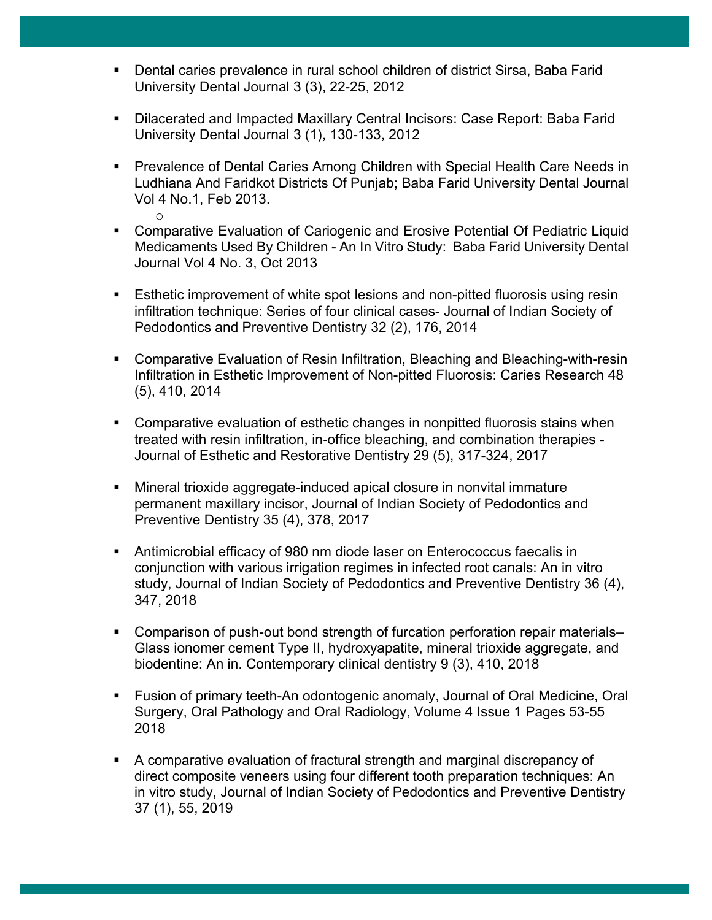- Dental caries prevalence in rural school children of district Sirsa, Baba Farid University Dental Journal 3 (3), 22-25, 2012

- Dilacerated and Impacted Maxillary Central Incisors: Case Report: Baba Farid University Dental Journal 3 (1), 130-133, 2012

- Prevalence of Dental Caries Among Children with Special Health Care Needs in Ludhiana And Faridkot Districts Of Punjab; Baba Farid University Dental Journal Vol 4 No.1, Feb 2013.

- Comparative Evaluation of Cariogenic and Erosive Potential Of Pediatric Liquid Medicaments Used By Children - An In Vitro Study: Baba Farid University Dental Journal Vol 4 No. 3, Oct 2013

- Esthetic improvement of white spot lesions and non-pitted fluorosis using resin infiltration technique: Series of four clinical cases- Journal of Indian Society of Pedodontics and Preventive Dentistry 32 (2), 176, 2014

- Comparative Evaluation of Resin Infiltration, Bleaching and Bleaching-with-resin Infiltration in Esthetic Improvement of Non-pitted Fluorosis: Caries Research 48 (5), 410, 2014

- Comparative evaluation of esthetic changes in nonpitted fluorosis stains when treated with resin infiltration, in-office bleaching, and combination therapies - Journal of Esthetic and Restorative Dentistry 29 (5), 317-324, 2017

- Mineral trioxide aggregate-induced apical closure in nonvital immature permanent maxillary incisor, Journal of Indian Society of Pedodontics and Preventive Dentistry 35 (4), 378, 2017

- Antimicrobial efficacy of 980 nm diode laser on Enterococcus faecalis in conjunction with various irrigation regimes in infected root canals: An in vitro study, Journal of Indian Society of Pedodontics and Preventive Dentistry 36 (4), 347, 2018

- Comparison of push-out bond strength of furcation perforation repair materials– Glass ionomer cement Type II, hydroxyapatite, mineral trioxide aggregate, and biodentine: An in. Contemporary clinical dentistry 9 (3), 410, 2018

- Fusion of primary teeth-An odontogenic anomaly, Journal of Oral Medicine, Oral Surgery, Oral Pathology and Oral Radiology, Volume 4 Issue 1 Pages 53-55 2018

- A comparative evaluation of fractural strength and marginal discrepancy of direct composite veneers using four different tooth preparation techniques: An in vitro study, Journal of Indian Society of Pedodontics and Preventive Dentistry 37 (1), 55, 2019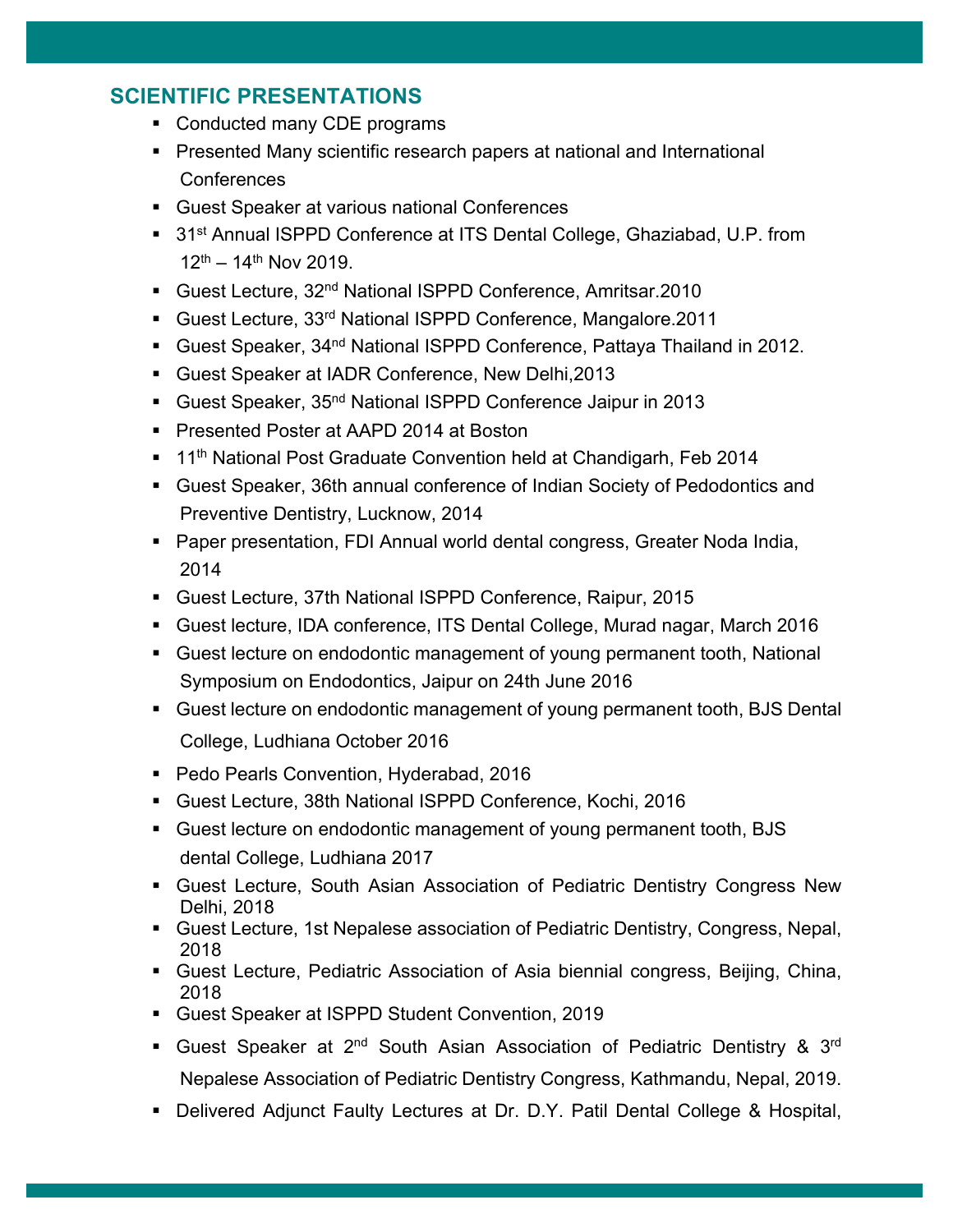## SCIENTIFIC PRESENTATIONS

- Conducted many CDE programs
- Presented Many scientific research papers at national and International Conferences
- Guest Speaker at various national Conferences
- 31st Annual ISPPD Conference at ITS Dental College, Ghaziabad, U.P. from 12th – 14th Nov 2019.
- Guest Lecture, 32nd National ISPPD Conference, Amritsar.2010
- Guest Lecture, 33rd National ISPPD Conference, Mangalore.2011
- Guest Speaker, 34nd National ISPPD Conference, Pattaya Thailand in 2012.
- Guest Speaker at IADR Conference, New Delhi,2013
- Guest Speaker, 35nd National ISPPD Conference Jaipur in 2013
- Presented Poster at AAPD 2014 at Boston
- 11th National Post Graduate Convention held at Chandigarh, Feb 2014
- Guest Speaker, 36th annual conference of Indian Society of Pedodontics and Preventive Dentistry, Lucknow, 2014
- Paper presentation, FDI Annual world dental congress, Greater Noda India, 2014
- Guest Lecture, 37th National ISPPD Conference, Raipur, 2015
- Guest lecture, IDA conference, ITS Dental College, Murad nagar, March 2016
- Guest lecture on endodontic management of young permanent tooth, National Symposium on Endodontics, Jaipur on 24th June 2016
- Guest lecture on endodontic management of young permanent tooth, BJS Dental College, Ludhiana October 2016
- Pedo Pearls Convention, Hyderabad, 2016
- Guest Lecture, 38th National ISPPD Conference, Kochi, 2016
- Guest lecture on endodontic management of young permanent tooth, BJS dental College, Ludhiana 2017
- Guest Lecture, South Asian Association of Pediatric Dentistry Congress New Delhi, 2018
- Guest Lecture, 1st Nepalese association of Pediatric Dentistry, Congress, Nepal, 2018
- Guest Lecture, Pediatric Association of Asia biennial congress, Beijing, China, 2018
- Guest Speaker at ISPPD Student Convention, 2019
- Guest Speaker at 2nd South Asian Association of Pediatric Dentistry & 3rd Nepalese Association of Pediatric Dentistry Congress, Kathmandu, Nepal, 2019.
- Delivered Adjunct Faulty Lectures at Dr. D.Y. Patil Dental College & Hospital,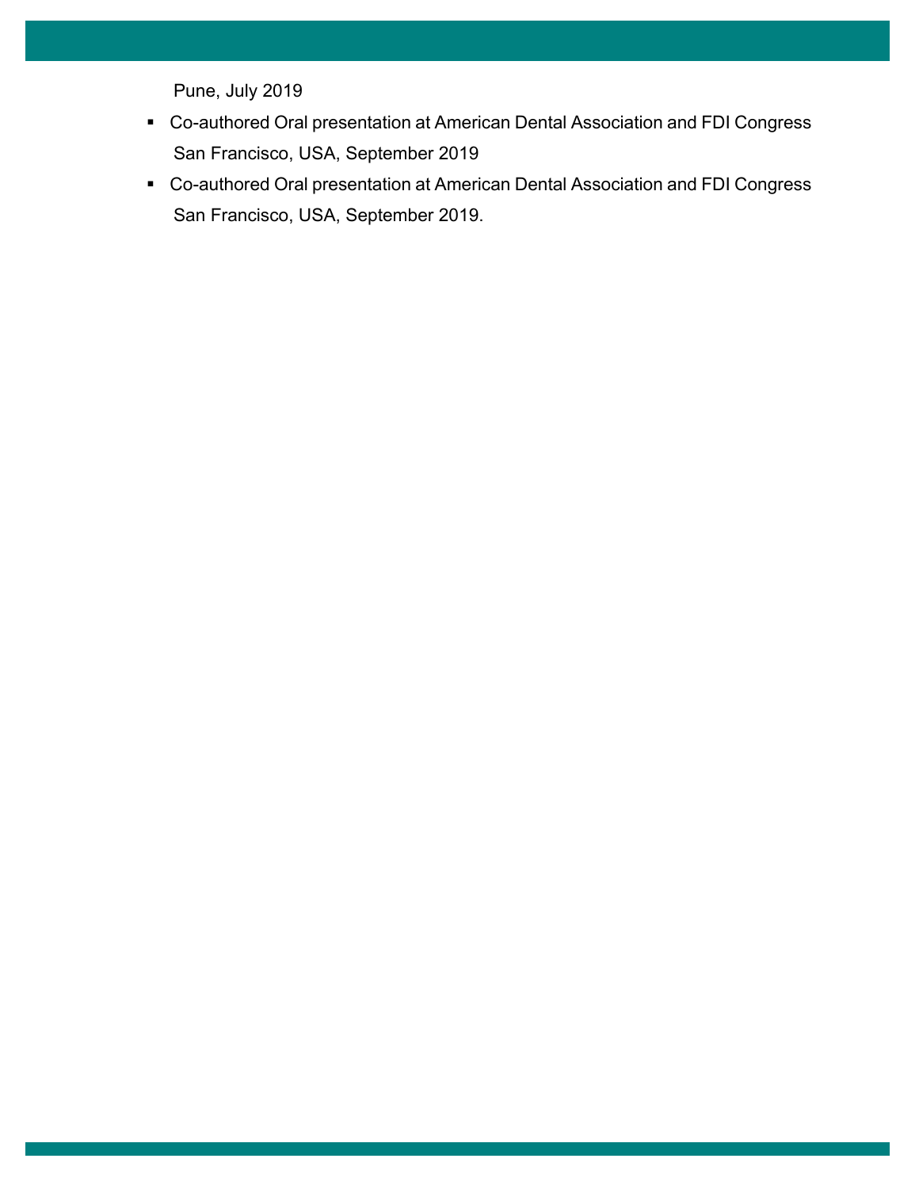Pune, July 2019

- Co-authored Oral presentation at American Dental Association and FDI Congress San Francisco, USA, September 2019
- Co-authored Oral presentation at American Dental Association and FDI Congress San Francisco, USA, September 2019.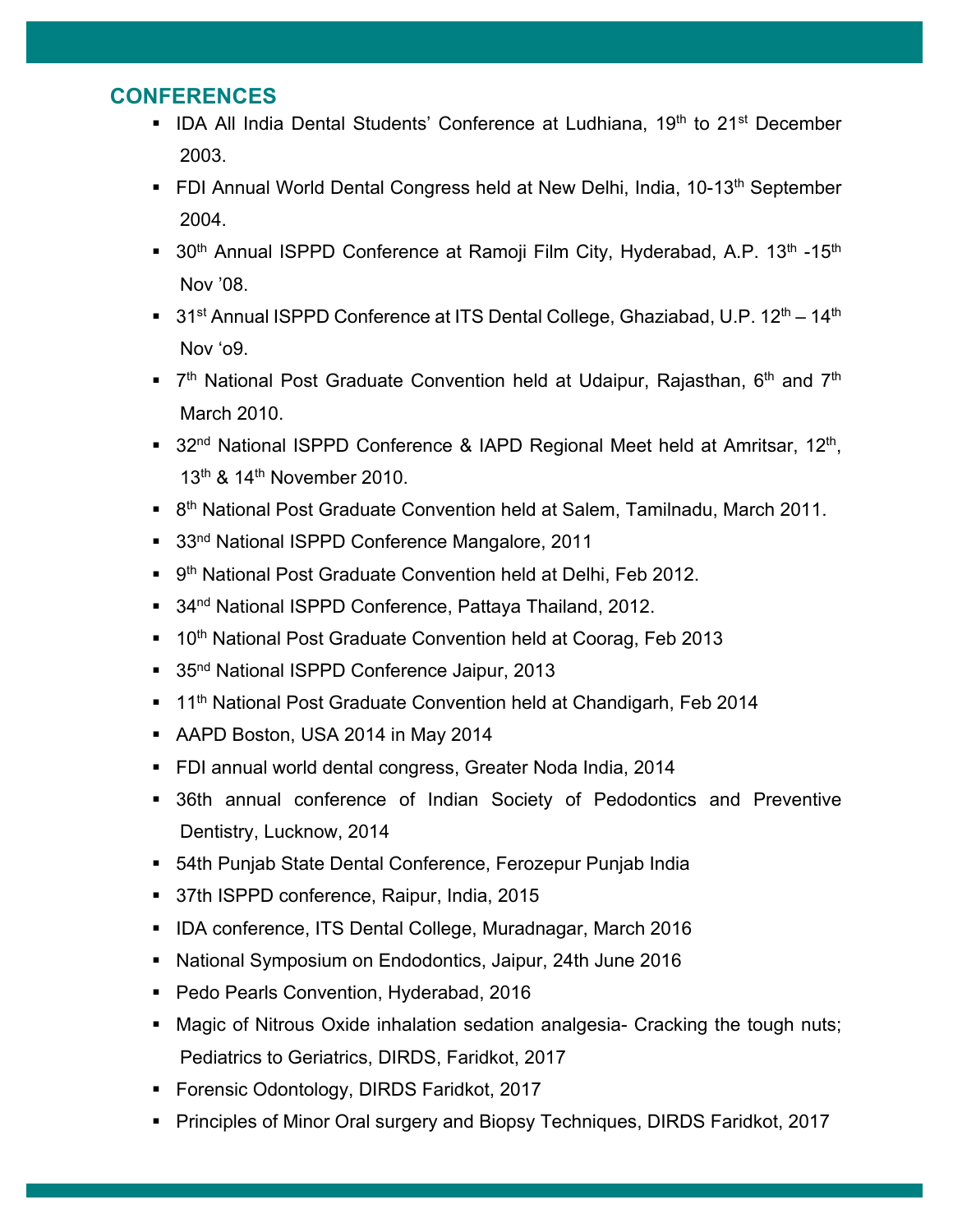## CONFERENCES

- IDA All India Dental Students' Conference at Ludhiana, 19th to 21st December 2003.
- FDI Annual World Dental Congress held at New Delhi, India, 10-13th September 2004.
- 30th Annual ISPPD Conference at Ramoji Film City, Hyderabad, A.P. 13th -15th Nov '08.
- 31st Annual ISPPD Conference at ITS Dental College, Ghaziabad, U.P. 12th – 14th Nov 'o9.
- 7th National Post Graduate Convention held at Udaipur, Rajasthan, 6th and 7th March 2010.
- 32nd National ISPPD Conference & IAPD Regional Meet held at Amritsar, 12th, 13th & 14th November 2010.
- 8th National Post Graduate Convention held at Salem, Tamilnadu, March 2011.
- 33nd National ISPPD Conference Mangalore, 2011
- 9th National Post Graduate Convention held at Delhi, Feb 2012.
- 34nd National ISPPD Conference, Pattaya Thailand, 2012.
- 10th National Post Graduate Convention held at Coorag, Feb 2013
- 35nd National ISPPD Conference Jaipur, 2013
- 11th National Post Graduate Convention held at Chandigarh, Feb 2014
- AAPD Boston, USA 2014 in May 2014
- FDI annual world dental congress, Greater Noda India, 2014
- 36th annual conference of Indian Society of Pedodontics and Preventive Dentistry, Lucknow, 2014
- 54th Punjab State Dental Conference, Ferozepur Punjab India
- 37th ISPPD conference, Raipur, India, 2015
- IDA conference, ITS Dental College, Muradnagar, March 2016
- National Symposium on Endodontics, Jaipur, 24th June 2016
- Pedo Pearls Convention, Hyderabad, 2016
- Magic of Nitrous Oxide inhalation sedation analgesia- Cracking the tough nuts; Pediatrics to Geriatrics, DIRDS, Faridkot, 2017
- Forensic Odontology, DIRDS Faridkot, 2017
- Principles of Minor Oral surgery and Biopsy Techniques, DIRDS Faridkot, 2017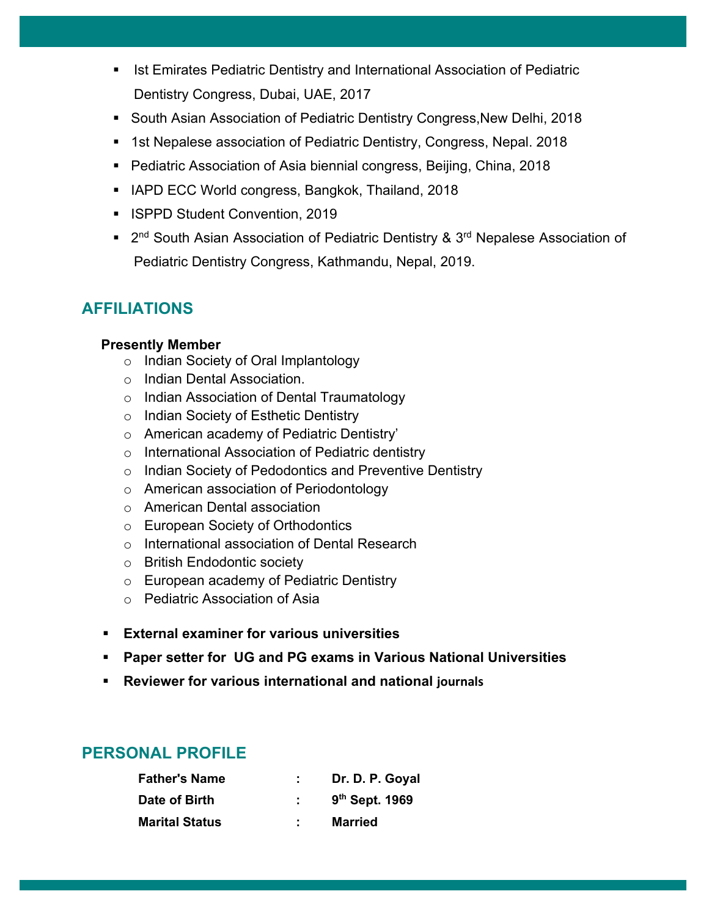- Ist Emirates Pediatric Dentistry and International Association of Pediatric Dentistry Congress, Dubai, UAE, 2017
- South Asian Association of Pediatric Dentistry Congress,New Delhi, 2018
- 1st Nepalese association of Pediatric Dentistry, Congress, Nepal. 2018
- Pediatric Association of Asia biennial congress, Beijing, China, 2018
- IAPD ECC World congress, Bangkok, Thailand, 2018
- ISPPD Student Convention, 2019
- 2nd South Asian Association of Pediatric Dentistry & 3rd Nepalese Association of Pediatric Dentistry Congress, Kathmandu, Nepal, 2019.

## AFFILIATIONS

**Presently Member**

- Indian Society of Oral Implantology
- Indian Dental Association.
- Indian Association of Dental Traumatology
- Indian Society of Esthetic Dentistry
- American academy of Pediatric Dentistry'
- International Association of Pediatric dentistry
- Indian Society of Pedodontics and Preventive Dentistry
- American association of Periodontology
- American Dental association
- European Society of Orthodontics
- International association of Dental Research
- British Endodontic society
- European academy of Pediatric Dentistry
- Pediatric Association of Asia

- **External examiner for various universities**
- **Paper setter for UG and PG exams in Various National Universities**
- **Reviewer for various international and national journals**

## PERSONAL PROFILE

| | | |
|---|---|---|
| **Father's Name** | : | **Dr. D. P. Goyal** |
| **Date of Birth** | : | **9th Sept. 1969** |
| **Marital Status** | : | **Married** |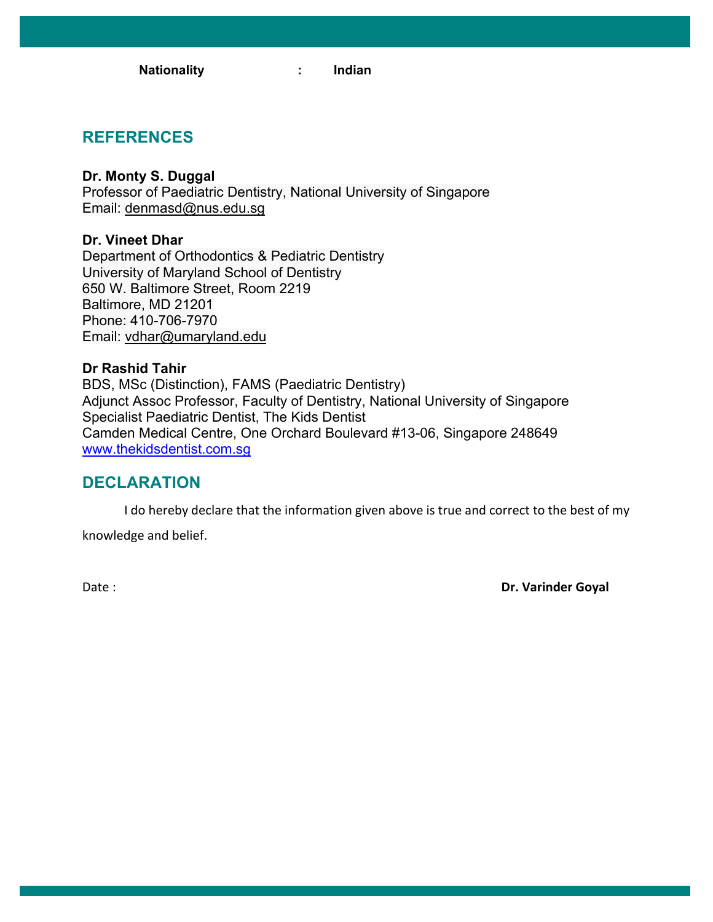**Nationality** : **Indian**

## REFERENCES

**Dr. Monty S. Duggal**
Professor of Paediatric Dentistry, National University of Singapore
Email: denmasd@nus.edu.sg

**Dr. Vineet Dhar**
Department of Orthodontics & Pediatric Dentistry
University of Maryland School of Dentistry
650 W. Baltimore Street, Room 2219
Baltimore, MD 21201
Phone: 410-706-7970
Email: vdhar@umaryland.edu

**Dr Rashid Tahir**
BDS, MSc (Distinction), FAMS (Paediatric Dentistry)
Adjunct Assoc Professor, Faculty of Dentistry, National University of Singapore
Specialist Paediatric Dentist, The Kids Dentist
Camden Medical Centre, One Orchard Boulevard #13-06, Singapore 248649
www.thekidsdentist.com.sg

## DECLARATION

I do hereby declare that the information given above is true and correct to the best of my knowledge and belief.

Date : **Dr. Varinder Goyal**